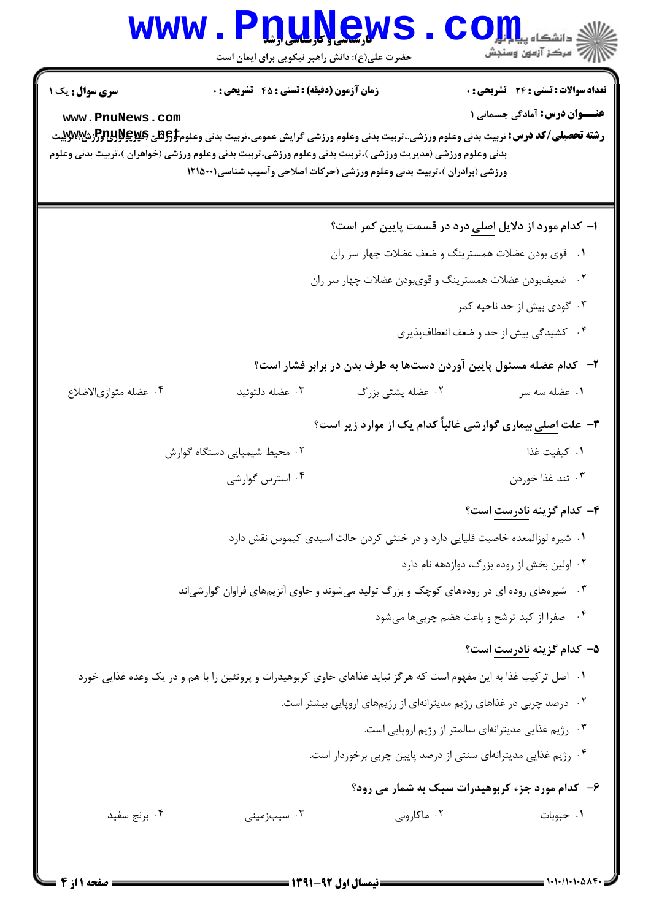کارشناسی و کارشناسی ارشد

حضرت علی(ع): دانش راهبر نیکویی برای ایمان است

دانشگاه پیام نور
مرکز آزمون وسنجش

**سری سوال:** یک ۱

**زمان آزمون (دقیقه) : تستی : ۴۵ تشریحی : ۰**

**تعداد سوالات : تستی : ۲۴ تشریحی : ۰**

**عنـــوان درس:** آمادگی جسمانی ۱

**رشته تحصیلی/کد درس:** تربیت بدنی وعلوم ورزشی،تربیت بدنی وعلوم ورزشی گرایش عمومی،تربیت بدنی وعلوم ورزشی (فیزیولوژی ورزشی)،تربیت بدنی وعلوم ورزشی (مدیریت ورزشی )،تربیت بدنی وعلوم ورزشی،تربیت بدنی وعلوم ورزشی (خواهران )،تربیت بدنی وعلوم ورزشی (برادران )،تربیت بدنی وعلوم ورزشی (حرکات اصلاحی وآسیب شناسی۱۲۱۵۰۰۱

**۱- کدام مورد از دلایل اصلی درد در قسمت پایین کمر است؟**

۱. قوی بودن عضلات همسترینگ و ضعف عضلات چهار سر ران

۲. ضعیف‌بودن عضلات همسترینگ و قوی‌بودن عضلات چهار سر ران

۳. گودی بیش از حد ناحیه کمر

۴. کشیدگی بیش از حد و ضعف انعطاف‌پذیری

**۲- کدام عضله مسئول پایین آوردن دست‌ها به طرف بدن در برابر فشار است؟**

۱. عضله سه سر &emsp; ۲. عضله پشتی بزرگ &emsp; ۳. عضله دلتوئید &emsp; ۴. عضله متوازی‌الاضلاع

**۳- علت اصلی بیماری گوارشی غالباً کدام یک از موارد زیر است؟**

۱. کیفیت غذا &emsp; ۲. محیط شیمیایی دستگاه گوارش

۳. تند غذا خوردن &emsp; ۴. استرس گوارشی

**۴- کدام گزینه نادرست است؟**

۱. شیره لوزالمعده خاصیت قلیایی دارد و در خنثی کردن حالت اسیدی کیموس نقش دارد

۲. اولین بخش از روده بزرگ، دوازدهه نام دارد

۳. شیره‌های روده ای در روده‌های کوچک و بزرگ تولید می‌شوند و حاوی آنزیم‌های فراوان گوارشی‌اند

۴. صفرا از کبد ترشح و باعث هضم چربی‌ها می‌شود

**۵- کدام گزینه نادرست است؟**

۱. اصل ترکیب غذا به این مفهوم است که هرگز نباید غذاهای حاوی کربوهیدرات و پروتئین را با هم و در یک وعده غذایی خورد

۲. درصد چربی در غذاهای رژیم مدیترانه‌ای از رژیم‌های اروپایی بیشتر است.

۳. رژیم غذایی مدیترانه‌ای سالمتر از رژیم اروپایی است.

۴. رژیم غذایی مدیترانه‌ای سنتی از درصد پایین چربی برخوردار است.

**۶- کدام مورد جزء کربوهیدرات سبک به شمار می رود؟**

۱. حبوبات &emsp; ۲. ماکارونی &emsp; ۳. سیب‌زمینی &emsp; ۴. برنج سفید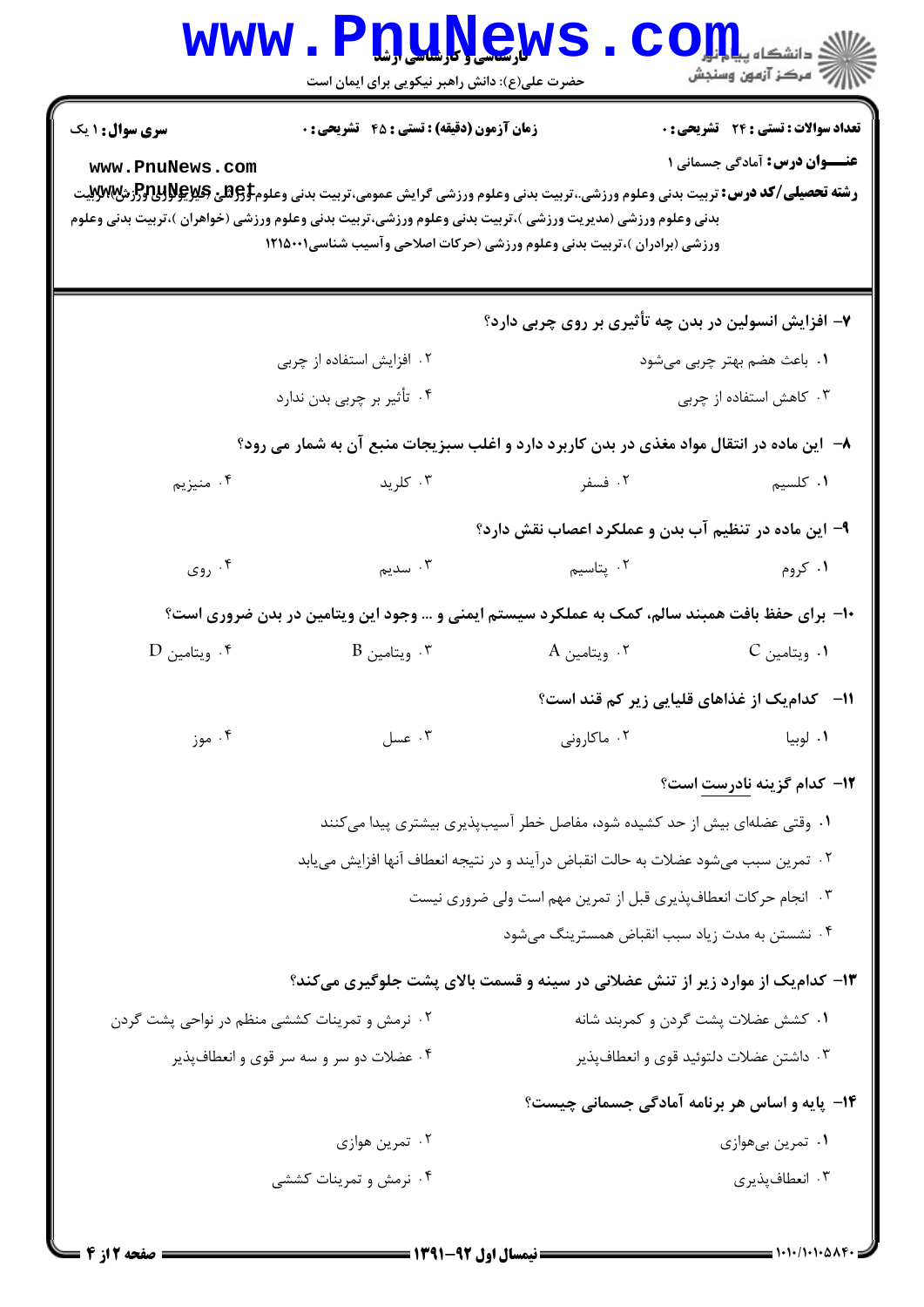**سری سوال:** ۱ یک

**زمان آزمون (دقیقه) : تستی :** ۴۵ **تشریحی :** ۰

**تعداد سوالات : تستی :** ۲۴ **تشریحی :** ۰

**عنـــوان درس:** آمادگی جسمانی ۱

**رشته تحصیلی/کد درس:** تربیت بدنی وعلوم ورزشی،.تربیت بدنی وعلوم ورزشی گرایش عمومی،تربیت بدنی وعلوم ورزشی (فیزیولوژی ورزش)،تربیت بدنی وعلوم ورزشی (مدیریت ورزشی )،تربیت بدنی وعلوم ورزشی،تربیت بدنی وعلوم ورزشی (خواهران )،تربیت بدنی وعلوم ورزشی (برادران )،تربیت بدنی وعلوم ورزشی (حرکات اصلاحی وآسیب شناسی۱۲۱۵۰۰۱

---

**۷- افزایش انسولین در بدن چه تأثیری بر روی چربی دارد؟**

۱. باعث هضم بهتر چربی می‌شود

۲. افزایش استفاده از چربی

۳. کاهش استفاده از چربی

۴. تأثیر بر چربی بدن ندارد

**۸- این ماده در انتقال مواد مغذی در بدن کاربرد دارد و اغلب سبزیجات منبع آن به شمار می رود؟**

۱. کلسیم

۲. فسفر

۳. کلرید

۴. منیزیم

**۹- این ماده در تنظیم آب بدن و عملکرد اعصاب نقش دارد؟**

۱. کروم

۲. پتاسیم

۳. سدیم

۴. روی

**۱۰- برای حفظ بافت همبند سالم، کمک به عملکرد سیستم ایمنی و ... وجود این ویتامین در بدن ضروری است؟**

۱. ویتامین C

۲. ویتامین A

۳. ویتامین B

۴. ویتامین D

**۱۱- کدام‌یک از غذاهای قلیایی زیر کم قند است؟**

۱. لوبیا

۲. ماکارونی

۳. عسل

۴. موز

**۱۲- کدام گزینه نادرست است؟**

۱. وقتی عضله‌ای بیش از حد کشیده شود، مفاصل خطر آسیب‌پذیری بیشتری پیدا می‌کنند

۲. تمرین سبب می‌شود عضلات به حالت انقباض درآیند و در نتیجه انعطاف آنها افزایش می‌یابد

۳. انجام حرکات انعطاف‌پذیری قبل از تمرین مهم است ولی ضروری نیست

۴. نشستن به مدت زیاد سبب انقباض همسترینگ می‌شود

**۱۳- کدام‌یک از موارد زیر از تنش عضلانی در سینه و قسمت بالای پشت جلوگیری می‌کند؟**

۱. کشش عضلات پشت گردن و کمربند شانه

۲. نرمش و تمرینات کششی منظم در نواحی پشت گردن

۳. داشتن عضلات دلتوئید قوی و انعطاف‌پذیر

۴. عضلات دو سر و سه سر قوی و انعطاف‌پذیر

**۱۴- پایه و اساس هر برنامه آمادگی جسمانی چیست؟**

۱. تمرین بی‌هوازی

۲. تمرین هوازی

۳. انعطاف‌پذیری

۴. نرمش و تمرینات کششی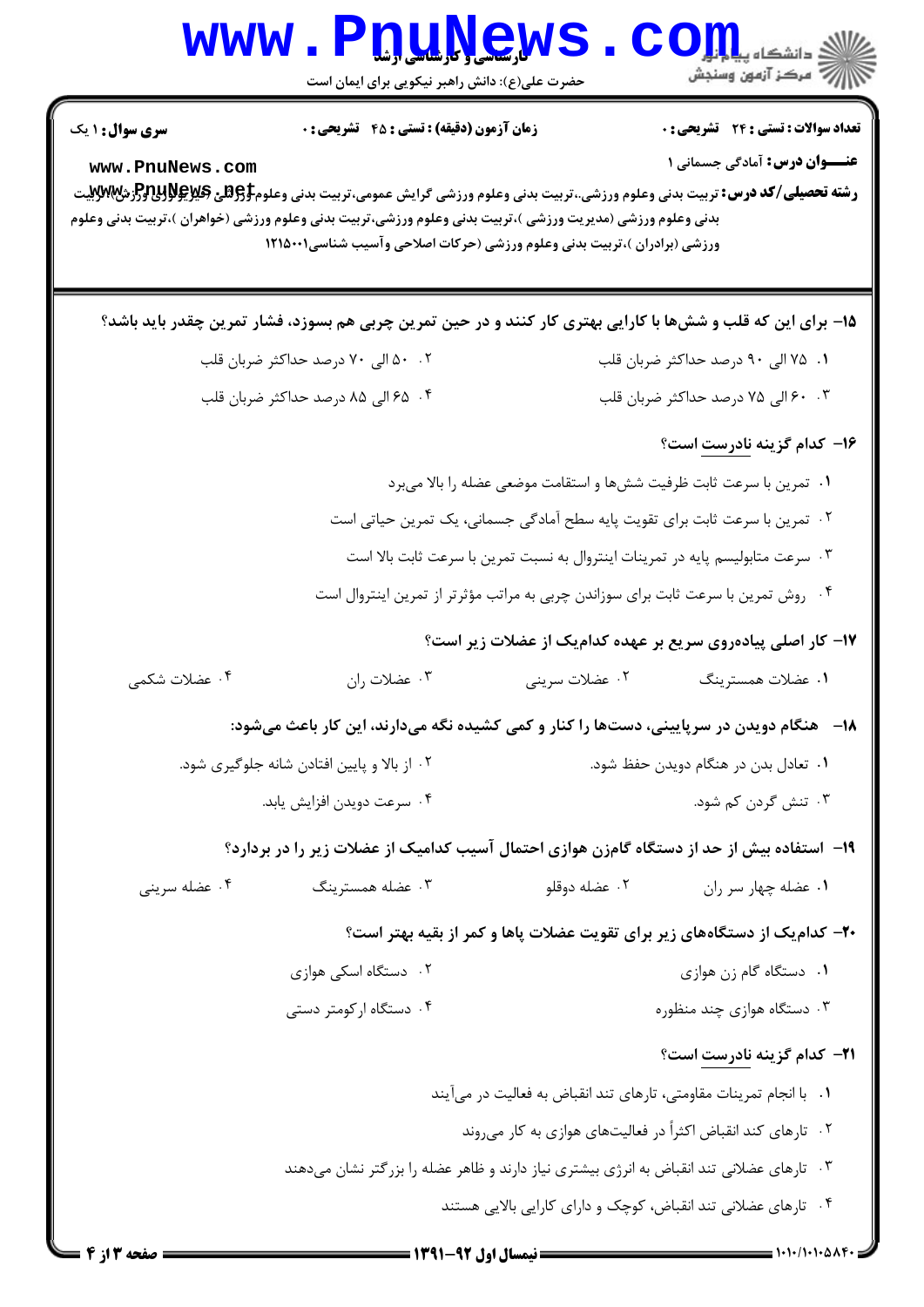**سری سؤال:** ۱ یک

**زمان آزمون (دقیقه) : تستی : ۴۵ تشریحی : ۰**

**تعداد سوالات : تستی : ۲۴ تشریحی : ۰**

**عنـــوان درس:** آمادگی جسمانی ۱

**رشته تحصیلی/کد درس:** تربیت بدنی وعلوم ورزشی،.تربیت بدنی وعلوم ورزشی گرایش عمومی،تربیت بدنی وعلوم ورزشی (فیزیولوژی ورزش)،تربیت بدنی وعلوم ورزشی (مدیریت ورزشی )،تربیت بدنی وعلوم ورزشی،تربیت بدنی وعلوم ورزشی (خواهران )،تربیت بدنی وعلوم ورزشی (برادران )،تربیت بدنی وعلوم ورزشی (حرکات اصلاحی وآسیب شناسی۱۲۱۵۰۰۱

**۱۵- برای این که قلب و شش‌ها با کارایی بهتری کار کنند و در حین تمرین چربی هم بسوزد، فشار تمرین چقدر باید باشد؟**

۱. ۷۵ الی ۹۰ درصد حداکثر ضربان قلب

۲. ۵۰ الی ۷۰ درصد حداکثر ضربان قلب

۳. ۶۰ الی ۷۵ درصد حداکثر ضربان قلب

۴. ۶۵ الی ۸۵ درصد حداکثر ضربان قلب

**۱۶- کدام گزینه نادرست است؟**

۱. تمرین با سرعت ثابت ظرفیت شش‌ها و استقامت موضعی عضله را بالا می‌برد

۲. تمرین با سرعت ثابت برای تقویت پایه سطح آمادگی جسمانی، یک تمرین حیاتی است

۳. سرعت متابولیسم پایه در تمرینات اینتروال به نسبت تمرین با سرعت ثابت بالا است

۴. روش تمرین با سرعت ثابت برای سوزاندن چربی به مراتب مؤثرتر از تمرین اینتروال است

**۱۷- کار اصلی پیاده‌روی سریع بر عهده کدام‌یک از عضلات زیر است؟**

۱. عضلات همسترینگ

۲. عضلات سرینی

۳. عضلات ران

۴. عضلات شکمی

**۱۸- هنگام دویدن در سرپایینی، دست‌ها را کنار و کمی کشیده نگه می‌دارند، این کار باعث می‌شود:**

۱. تعادل بدن در هنگام دویدن حفظ شود.

۲. از بالا و پایین افتادن شانه جلوگیری شود.

۳. تنش گردن کم شود.

۴. سرعت دویدن افزایش یابد.

**۱۹- استفاده بیش از حد از دستگاه گام‌زن هوازی احتمال آسیب کدامیک از عضلات زیر را در بردارد؟**

۱. عضله چهار سر ران

۲. عضله دوقلو

۳. عضله همسترینگ

۴. عضله سرینی

**۲۰- کدام‌یک از دستگاه‌های زیر برای تقویت عضلات پاها و کمر از بقیه بهتر است؟**

۱. دستگاه گام زن هوازی

۲. دستگاه اسکی هوازی

۳. دستگاه هوازی چند منظوره

۴. دستگاه ارکومتر دستی

**۲۱- کدام گزینه نادرست است؟**

۱. با انجام تمرینات مقاومتی، تارهای تند انقباض به فعالیت در می‌آیند

۲. تارهای کند انقباض اکثراً در فعالیت‌های هوازی به کار می‌روند

۳. تارهای عضلانی تند انقباض به انرژی بیشتری نیاز دارند و ظاهر عضله را بزرگتر نشان می‌دهند

۴. تارهای عضلانی تند انقباض، کوچک و دارای کارایی بالایی هستند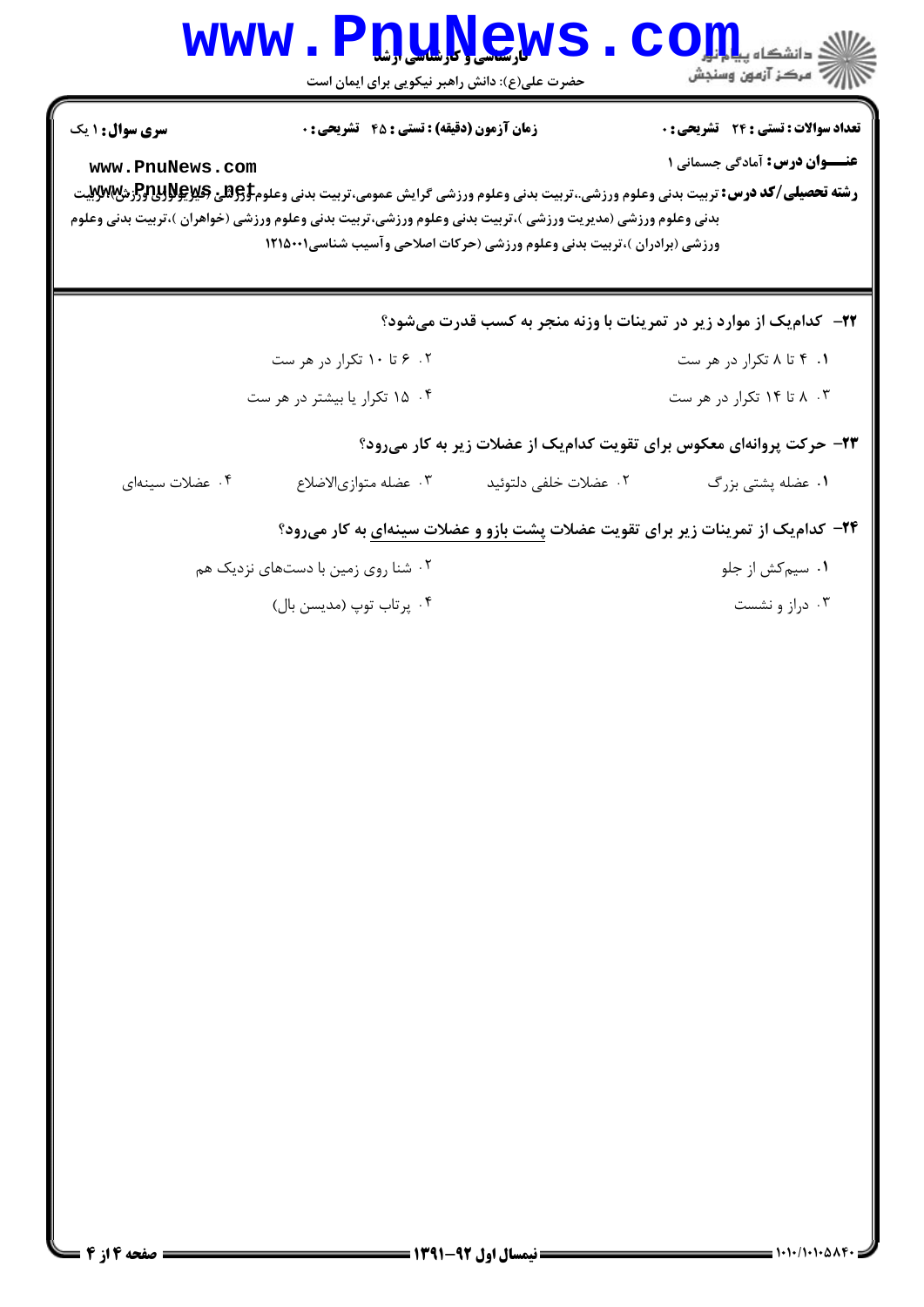۲۲- کدام‌یک از موارد زیر در تمرینات با وزنه منجر به کسب قدرت می‌شود؟

۱. ۴ تا ۸ تکرار در هر ست

۲. ۶ تا ۱۰ تکرار در هر ست

۳. ۸ تا ۱۴ تکرار در هر ست

۴. ۱۵ تکرار یا بیشتر در هر ست

۲۳- حرکت پروانه‌ای معکوس برای تقویت کدام‌یک از عضلات زیر به کار می‌رود؟

۱. عضله پشتی بزرگ

۲. عضلات خلفی دلتوئید

۳. عضله متوازی‌الاضلاع

۴. عضلات سینه‌ای

۲۴- کدام‌یک از تمرینات زیر برای تقویت عضلات پشت بازو و عضلات سینه‌ای به کار می‌رود؟

۱. سیم‌کش از جلو

۲. شنا روی زمین با دست‌های نزدیک هم

۳. دراز و نشست

۴. پرتاب توپ (مدیسن بال)